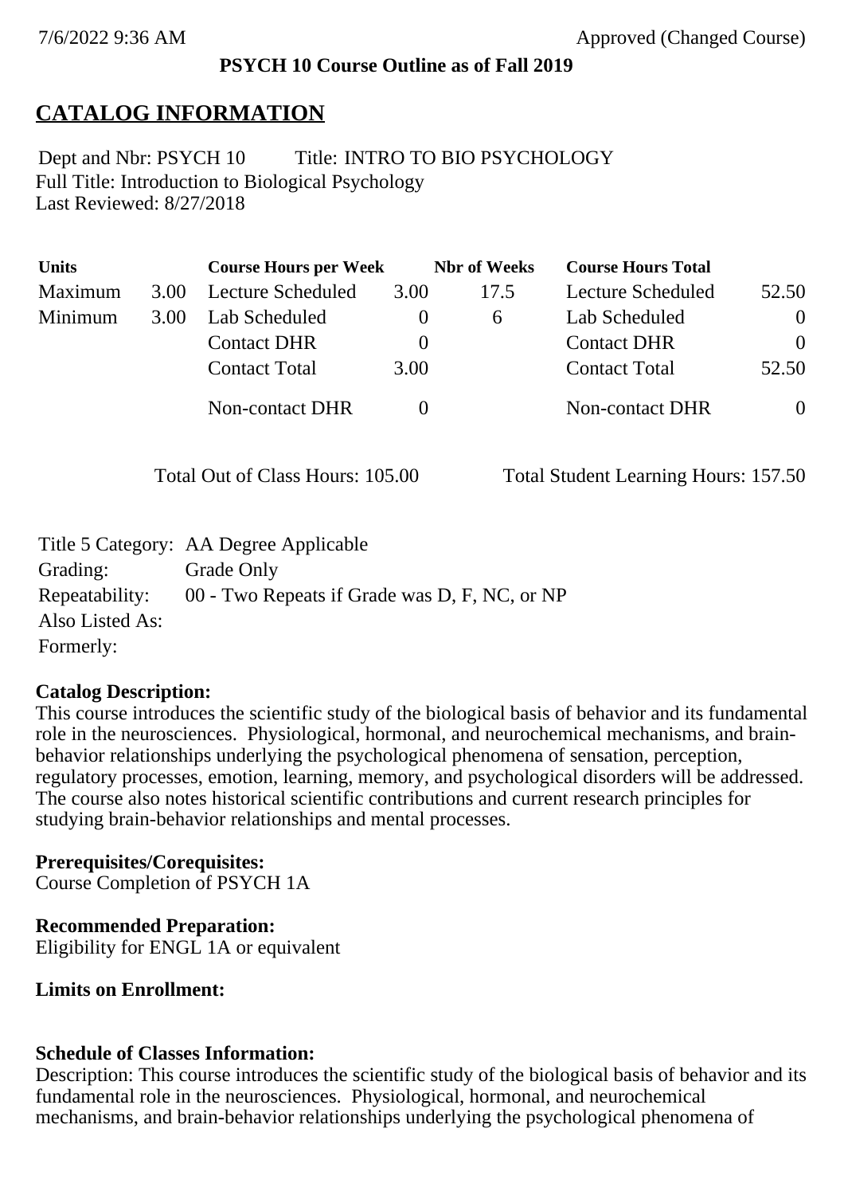**PSYCH 10 Course Outline as of Fall 2019**

# CATALOG INFORMATION

Dept and Nbr: PSYCH 10 Title: INTRO TO BIO PSYCHOLOGY
Full Title: Introduction to Biological Psychology
Last Reviewed: 8/27/2018

| Units | | Course Hours per Week | | Nbr of Weeks | Course Hours Total | |
|---|---|---|---|---|---|---|
| Maximum | 3.00 | Lecture Scheduled | 3.00 | 17.5 | Lecture Scheduled | 52.50 |
| Minimum | 3.00 | Lab Scheduled | 0 | 6 | Lab Scheduled | 0 |
| | | Contact DHR | 0 | | Contact DHR | 0 |
| | | Contact Total | 3.00 | | Contact Total | 52.50 |
| | | Non-contact DHR | 0 | | Non-contact DHR | 0 |

Total Out of Class Hours: 105.00 Total Student Learning Hours: 157.50

Title 5 Category: AA Degree Applicable
Grading: Grade Only
Repeatability: 00 - Two Repeats if Grade was D, F, NC, or NP
Also Listed As:
Formerly:

**Catalog Description:**
This course introduces the scientific study of the biological basis of behavior and its fundamental role in the neurosciences. Physiological, hormonal, and neurochemical mechanisms, and brain-behavior relationships underlying the psychological phenomena of sensation, perception, regulatory processes, emotion, learning, memory, and psychological disorders will be addressed. The course also notes historical scientific contributions and current research principles for studying brain-behavior relationships and mental processes.

**Prerequisites/Corequisites:**
Course Completion of PSYCH 1A

**Recommended Preparation:**
Eligibility for ENGL 1A or equivalent

**Limits on Enrollment:**

**Schedule of Classes Information:**
Description: This course introduces the scientific study of the biological basis of behavior and its fundamental role in the neurosciences. Physiological, hormonal, and neurochemical mechanisms, and brain-behavior relationships underlying the psychological phenomena of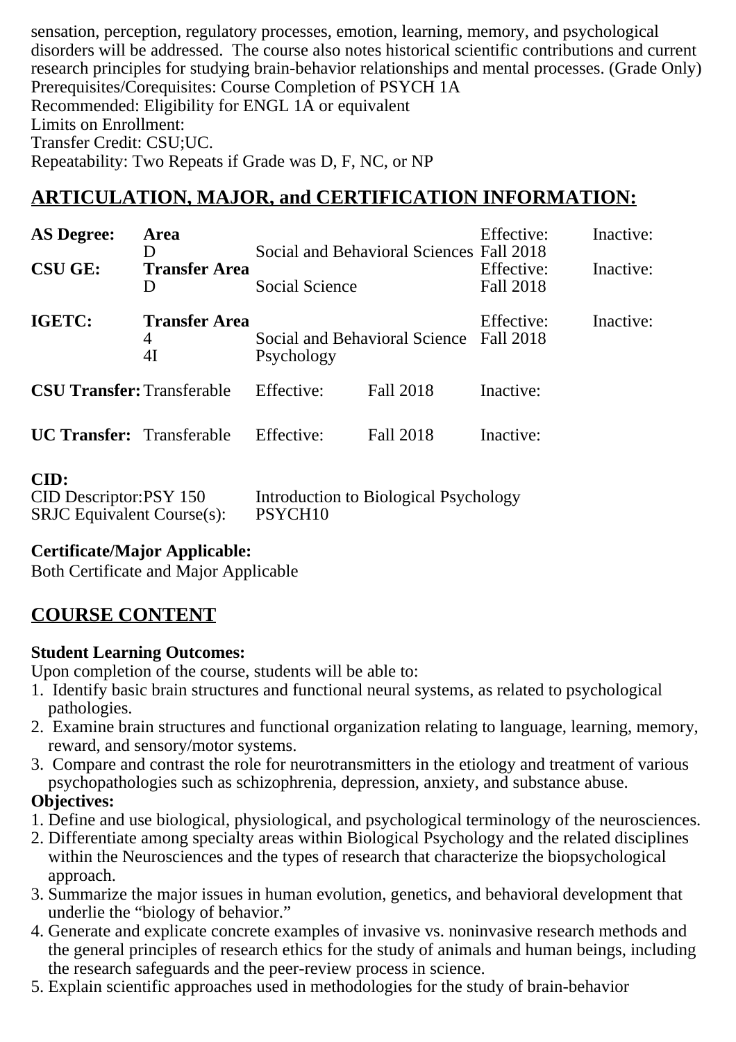sensation, perception, regulatory processes, emotion, learning, memory, and psychological disorders will be addressed. The course also notes historical scientific contributions and current research principles for studying brain-behavior relationships and mental processes. (Grade Only)
Prerequisites/Corequisites: Course Completion of PSYCH 1A
Recommended: Eligibility for ENGL 1A or equivalent
Limits on Enrollment:
Transfer Credit: CSU;UC.
Repeatability: Two Repeats if Grade was D, F, NC, or NP

## ARTICULATION, MAJOR, and CERTIFICATION INFORMATION:

| | | | | |
|---|---|---|---|---|
| **AS Degree:** | **Area** | | Effective: | Inactive: |
| | D | Social and Behavioral Sciences | Fall 2018 | |
| **CSU GE:** | **Transfer Area** | | Effective: | Inactive: |
| | D | Social Science | Fall 2018 | |
| **IGETC:** | **Transfer Area** | | Effective: | Inactive: |
| | 4 | Social and Behavioral Science | Fall 2018 | |
| | 4I | Psychology | | |

| | | | | |
|---|---|---|---|---|
| **CSU Transfer:** | Transferable | Effective: | Fall 2018 | Inactive: |
| **UC Transfer:** | Transferable | Effective: | Fall 2018 | Inactive: |

**CID:**
CID Descriptor:PSY 150 Introduction to Biological Psychology
SRJC Equivalent Course(s): PSYCH10

**Certificate/Major Applicable:**
Both Certificate and Major Applicable

## COURSE CONTENT

**Student Learning Outcomes:**
Upon completion of the course, students will be able to:
1. Identify basic brain structures and functional neural systems, as related to psychological pathologies.
2. Examine brain structures and functional organization relating to language, learning, memory, reward, and sensory/motor systems.
3. Compare and contrast the role for neurotransmitters in the etiology and treatment of various psychopathologies such as schizophrenia, depression, anxiety, and substance abuse.

**Objectives:**
1. Define and use biological, physiological, and psychological terminology of the neurosciences.
2. Differentiate among specialty areas within Biological Psychology and the related disciplines within the Neurosciences and the types of research that characterize the biopsychological approach.
3. Summarize the major issues in human evolution, genetics, and behavioral development that underlie the "biology of behavior."
4. Generate and explicate concrete examples of invasive vs. noninvasive research methods and the general principles of research ethics for the study of animals and human beings, including the research safeguards and the peer-review process in science.
5. Explain scientific approaches used in methodologies for the study of brain-behavior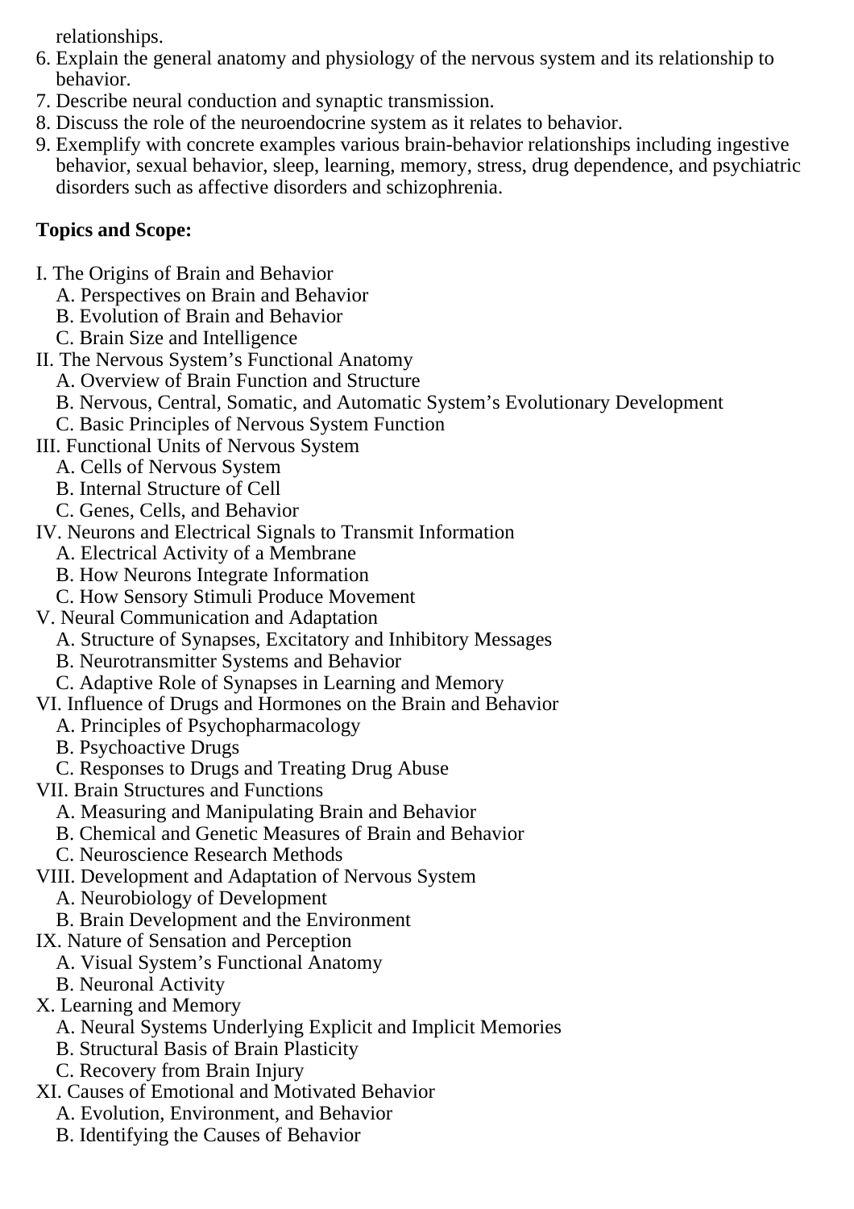relationships.

6. Explain the general anatomy and physiology of the nervous system and its relationship to behavior.
7. Describe neural conduction and synaptic transmission.
8. Discuss the role of the neuroendocrine system as it relates to behavior.
9. Exemplify with concrete examples various brain-behavior relationships including ingestive behavior, sexual behavior, sleep, learning, memory, stress, drug dependence, and psychiatric disorders such as affective disorders and schizophrenia.

**Topics and Scope:**

I. The Origins of Brain and Behavior
   A. Perspectives on Brain and Behavior
   B. Evolution of Brain and Behavior
   C. Brain Size and Intelligence
II. The Nervous System's Functional Anatomy
   A. Overview of Brain Function and Structure
   B. Nervous, Central, Somatic, and Automatic System's Evolutionary Development
   C. Basic Principles of Nervous System Function
III. Functional Units of Nervous System
   A. Cells of Nervous System
   B. Internal Structure of Cell
   C. Genes, Cells, and Behavior
IV. Neurons and Electrical Signals to Transmit Information
   A. Electrical Activity of a Membrane
   B. How Neurons Integrate Information
   C. How Sensory Stimuli Produce Movement
V. Neural Communication and Adaptation
   A. Structure of Synapses, Excitatory and Inhibitory Messages
   B. Neurotransmitter Systems and Behavior
   C. Adaptive Role of Synapses in Learning and Memory
VI. Influence of Drugs and Hormones on the Brain and Behavior
   A. Principles of Psychopharmacology
   B. Psychoactive Drugs
   C. Responses to Drugs and Treating Drug Abuse
VII. Brain Structures and Functions
   A. Measuring and Manipulating Brain and Behavior
   B. Chemical and Genetic Measures of Brain and Behavior
   C. Neuroscience Research Methods
VIII. Development and Adaptation of Nervous System
   A. Neurobiology of Development
   B. Brain Development and the Environment
IX. Nature of Sensation and Perception
   A. Visual System's Functional Anatomy
   B. Neuronal Activity
X. Learning and Memory
   A. Neural Systems Underlying Explicit and Implicit Memories
   B. Structural Basis of Brain Plasticity
   C. Recovery from Brain Injury
XI. Causes of Emotional and Motivated Behavior
   A. Evolution, Environment, and Behavior
   B. Identifying the Causes of Behavior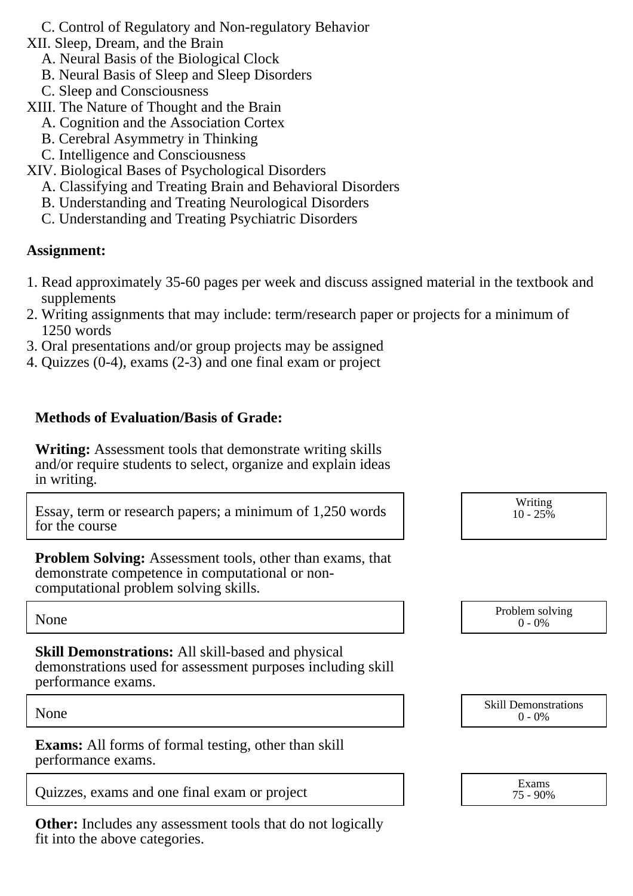C. Control of Regulatory and Non-regulatory Behavior

XII. Sleep, Dream, and the Brain
   A. Neural Basis of the Biological Clock
   B. Neural Basis of Sleep and Sleep Disorders
   C. Sleep and Consciousness

XIII. The Nature of Thought and the Brain
   A. Cognition and the Association Cortex
   B. Cerebral Asymmetry in Thinking
   C. Intelligence and Consciousness

XIV. Biological Bases of Psychological Disorders
   A. Classifying and Treating Brain and Behavioral Disorders
   B. Understanding and Treating Neurological Disorders
   C. Understanding and Treating Psychiatric Disorders

**Assignment:**

1. Read approximately 35-60 pages per week and discuss assigned material in the textbook and supplements
2. Writing assignments that may include: term/research paper or projects for a minimum of 1250 words
3. Oral presentations and/or group projects may be assigned
4. Quizzes (0-4), exams (2-3) and one final exam or project

**Methods of Evaluation/Basis of Grade:**

**Writing:** Assessment tools that demonstrate writing skills and/or require students to select, organize and explain ideas in writing.

| Essay, term or research papers; a minimum of 1,250 words for the course | Writing 10 - 25% |
|---|---|

**Problem Solving:** Assessment tools, other than exams, that demonstrate competence in computational or non-computational problem solving skills.

| None | Problem solving 0 - 0% |
|---|---|

**Skill Demonstrations:** All skill-based and physical demonstrations used for assessment purposes including skill performance exams.

| None | Skill Demonstrations 0 - 0% |
|---|---|

**Exams:** All forms of formal testing, other than skill performance exams.

| Quizzes, exams and one final exam or project | Exams 75 - 90% |
|---|---|

**Other:** Includes any assessment tools that do not logically fit into the above categories.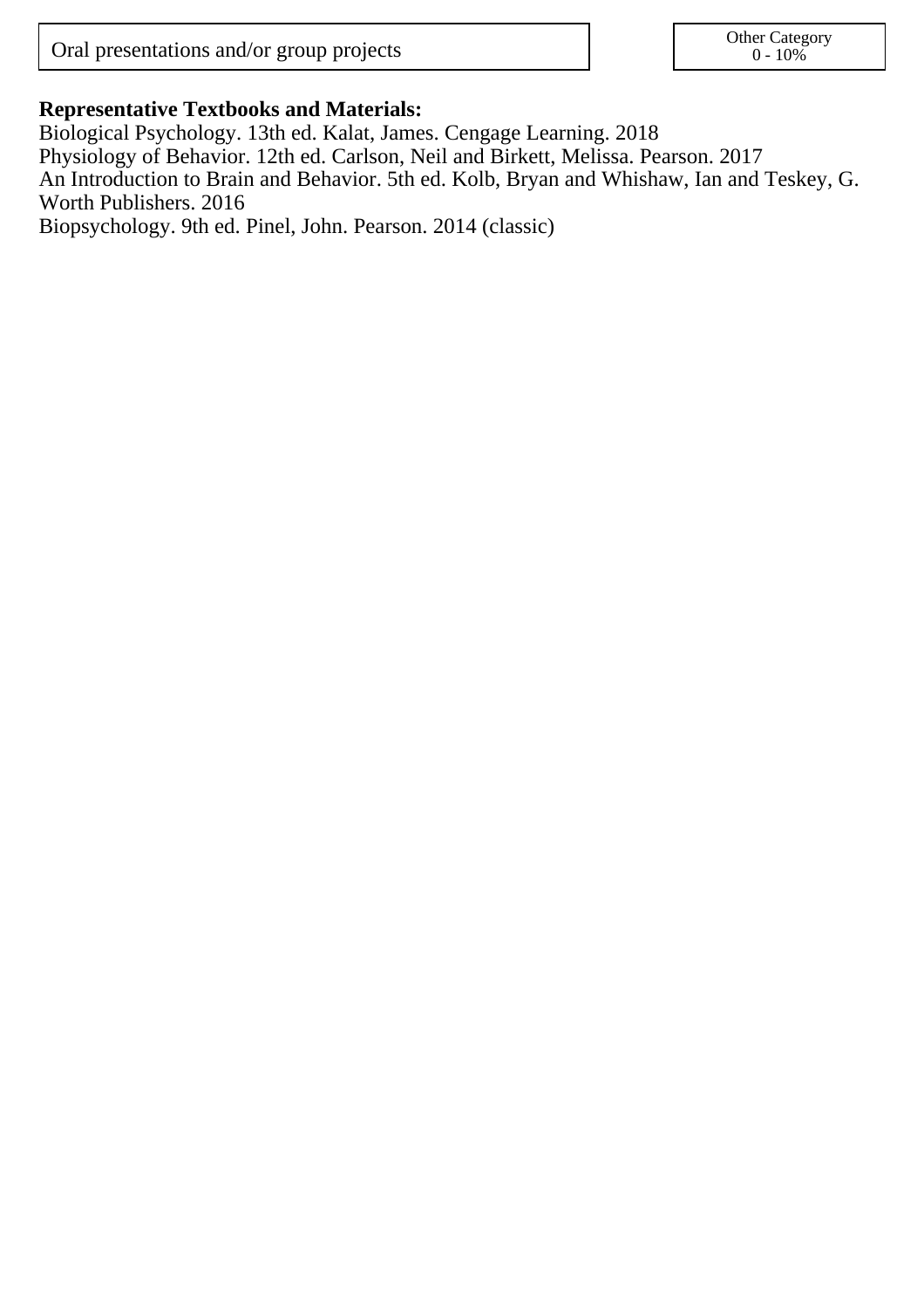| | |
|---|---|
| Oral presentations and/or group projects | Other Category<br>0 - 10% |

**Representative Textbooks and Materials:**

Biological Psychology. 13th ed. Kalat, James. Cengage Learning. 2018
Physiology of Behavior. 12th ed. Carlson, Neil and Birkett, Melissa. Pearson. 2017
An Introduction to Brain and Behavior. 5th ed. Kolb, Bryan and Whishaw, Ian and Teskey, G. Worth Publishers. 2016
Biopsychology. 9th ed. Pinel, John. Pearson. 2014 (classic)